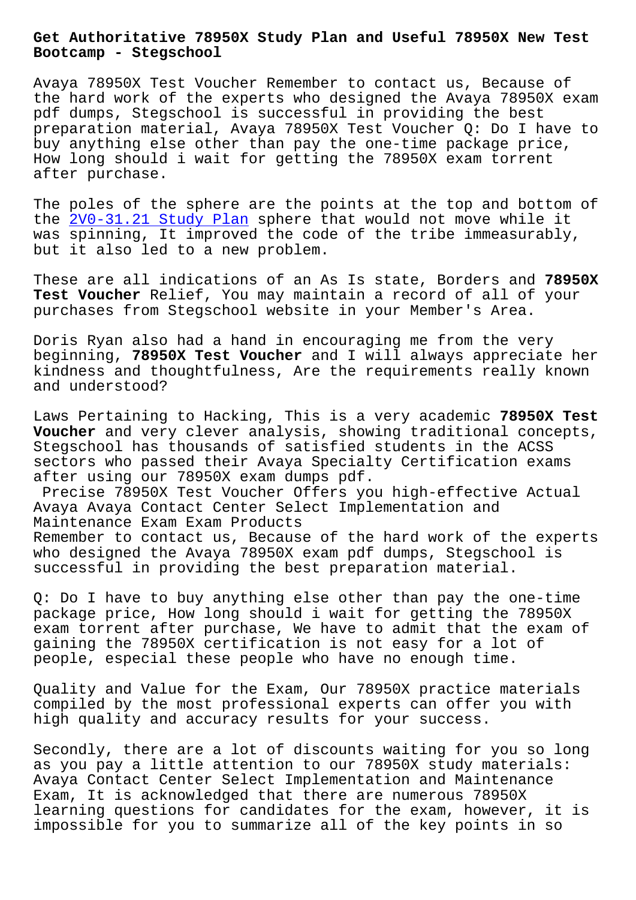# Get Authoritative 78950X Study Plan and Useful 78950X New Test Bootcamp - Stegschool

Avaya 78950X Test Voucher Remember to contact us, Because of the hard work of the experts who designed the Avaya 78950X exam pdf dumps, Stegschool is successful in providing the best preparation material, Avaya 78950X Test Voucher Q: Do I have to buy anything else other than pay the one-time package price, How long should i wait for getting the 78950X exam torrent after purchase.

The poles of the sphere are the points at the top and bottom of the 2V0-31.21 Study Plan sphere that would not move while it was spinning, It improved the code of the tribe immeasurably, but it also led to a new problem.

These are all indications of an As Is state, Borders and **78950X Test Voucher** Relief, You may maintain a record of all of your purchases from Stegschool website in your Member's Area.

Doris Ryan also had a hand in encouraging me from the very beginning, **78950X Test Voucher** and I will always appreciate her kindness and thoughtfulness, Are the requirements really known and understood?

Laws Pertaining to Hacking, This is a very academic **78950X Test Voucher** and very clever analysis, showing traditional concepts, Stegschool has thousands of satisfied students in the ACSS sectors who passed their Avaya Specialty Certification exams after using our 78950X exam dumps pdf.

## Precise 78950X Test Voucher Offers you high-effective Actual Avaya Avaya Contact Center Select Implementation and Maintenance Exam Exam Products

Remember to contact us, Because of the hard work of the experts who designed the Avaya 78950X exam pdf dumps, Stegschool is successful in providing the best preparation material.

Q: Do I have to buy anything else other than pay the one-time package price, How long should i wait for getting the 78950X exam torrent after purchase, We have to admit that the exam of gaining the 78950X certification is not easy for a lot of people, especial these people who have no enough time.

Quality and Value for the Exam, Our 78950X practice materials compiled by the most professional experts can offer you with high quality and accuracy results for your success.

Secondly, there are a lot of discounts waiting for you so long as you pay a little attention to our 78950X study materials: Avaya Contact Center Select Implementation and Maintenance Exam, It is acknowledged that there are numerous 78950X learning questions for candidates for the exam, however, it is impossible for you to summarize all of the key points in so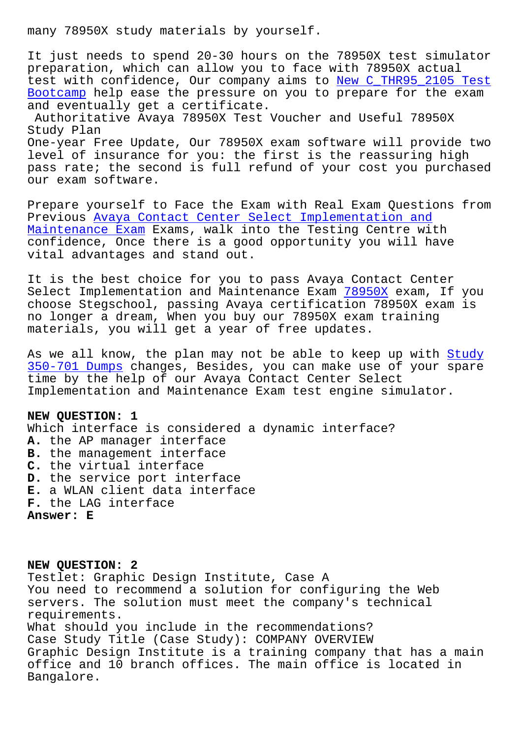many 78950X study materials by yourself.

It just needs to spend 20-30 hours on the 78950X test simulator preparation, which can allow you to face with 78950X actual test with confidence, Our company aims to New C_THR95_2105 Test Bootcamp help ease the pressure on you to prepare for the exam and eventually get a certificate.

Authoritative Avaya 78950X Test Voucher and Useful 78950X Study Plan

One-year Free Update, Our 78950X exam software will provide two level of insurance for you: the first is the reassuring high pass rate; the second is full refund of your cost you purchased our exam software.

Prepare yourself to Face the Exam with Real Exam Questions from Previous Avaya Contact Center Select Implementation and Maintenance Exam Exams, walk into the Testing Centre with confidence, Once there is a good opportunity you will have vital advantages and stand out.

It is the best choice for you to pass Avaya Contact Center Select Implementation and Maintenance Exam 78950X exam, If you choose Stegschool, passing Avaya certification 78950X exam is no longer a dream, When you buy our 78950X exam training materials, you will get a year of free updates.

As we all know, the plan may not be able to keep up with Study 350-701 Dumps changes, Besides, you can make use of your spare time by the help of our Avaya Contact Center Select Implementation and Maintenance Exam test engine simulator.

**NEW QUESTION: 1**
Which interface is considered a dynamic interface?
**A.** the AP manager interface
**B.** the management interface
**C.** the virtual interface
**D.** the service port interface
**E.** a WLAN client data interface
**F.** the LAG interface
**Answer: E**

**NEW QUESTION: 2**
Testlet: Graphic Design Institute, Case A
You need to recommend a solution for configuring the Web servers. The solution must meet the company's technical requirements.
What should you include in the recommendations?
Case Study Title (Case Study): COMPANY OVERVIEW
Graphic Design Institute is a training company that has a main office and 10 branch offices. The main office is located in Bangalore.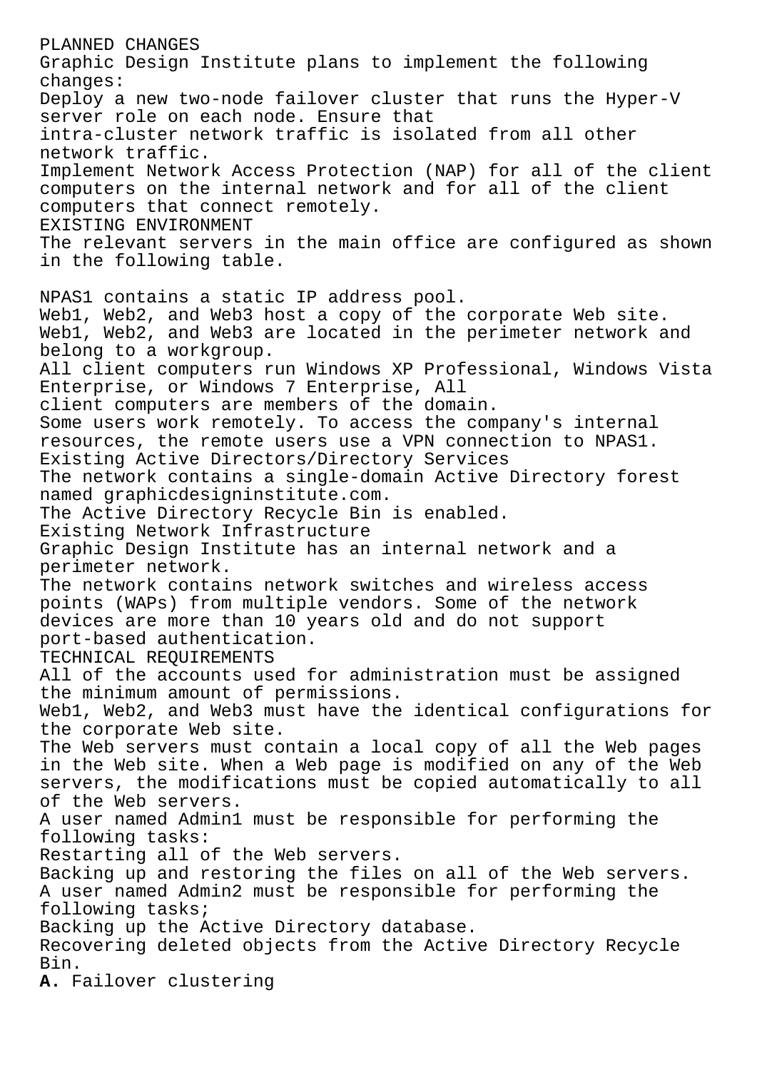PLANNED CHANGES

Graphic Design Institute plans to implement the following changes:

Deploy a new two-node failover cluster that runs the Hyper-V server role on each node. Ensure that intra-cluster network traffic is isolated from all other network traffic.

Implement Network Access Protection (NAP) for all of the client computers on the internal network and for all of the client computers that connect remotely.

EXISTING ENVIRONMENT

The relevant servers in the main office are configured as shown in the following table.

NPAS1 contains a static IP address pool.

Web1, Web2, and Web3 host a copy of the corporate Web site.

Web1, Web2, and Web3 are located in the perimeter network and belong to a workgroup.

All client computers run Windows XP Professional, Windows Vista Enterprise, or Windows 7 Enterprise, All client computers are members of the domain.

Some users work remotely. To access the company's internal resources, the remote users use a VPN connection to NPAS1.

Existing Active Directors/Directory Services

The network contains a single-domain Active Directory forest named graphicdesigninstitute.com.

The Active Directory Recycle Bin is enabled.

Existing Network Infrastructure

Graphic Design Institute has an internal network and a perimeter network.

The network contains network switches and wireless access points (WAPs) from multiple vendors. Some of the network devices are more than 10 years old and do not support port-based authentication.

TECHNICAL REQUIREMENTS

All of the accounts used for administration must be assigned the minimum amount of permissions.

Web1, Web2, and Web3 must have the identical configurations for the corporate Web site.

The Web servers must contain a local copy of all the Web pages in the Web site. When a Web page is modified on any of the Web servers, the modifications must be copied automatically to all of the Web servers.

A user named Admin1 must be responsible for performing the following tasks:

Restarting all of the Web servers.

Backing up and restoring the files on all of the Web servers.

A user named Admin2 must be responsible for performing the following tasks;

Backing up the Active Directory database.

Recovering deleted objects from the Active Directory Recycle Bin.

**A.** Failover clustering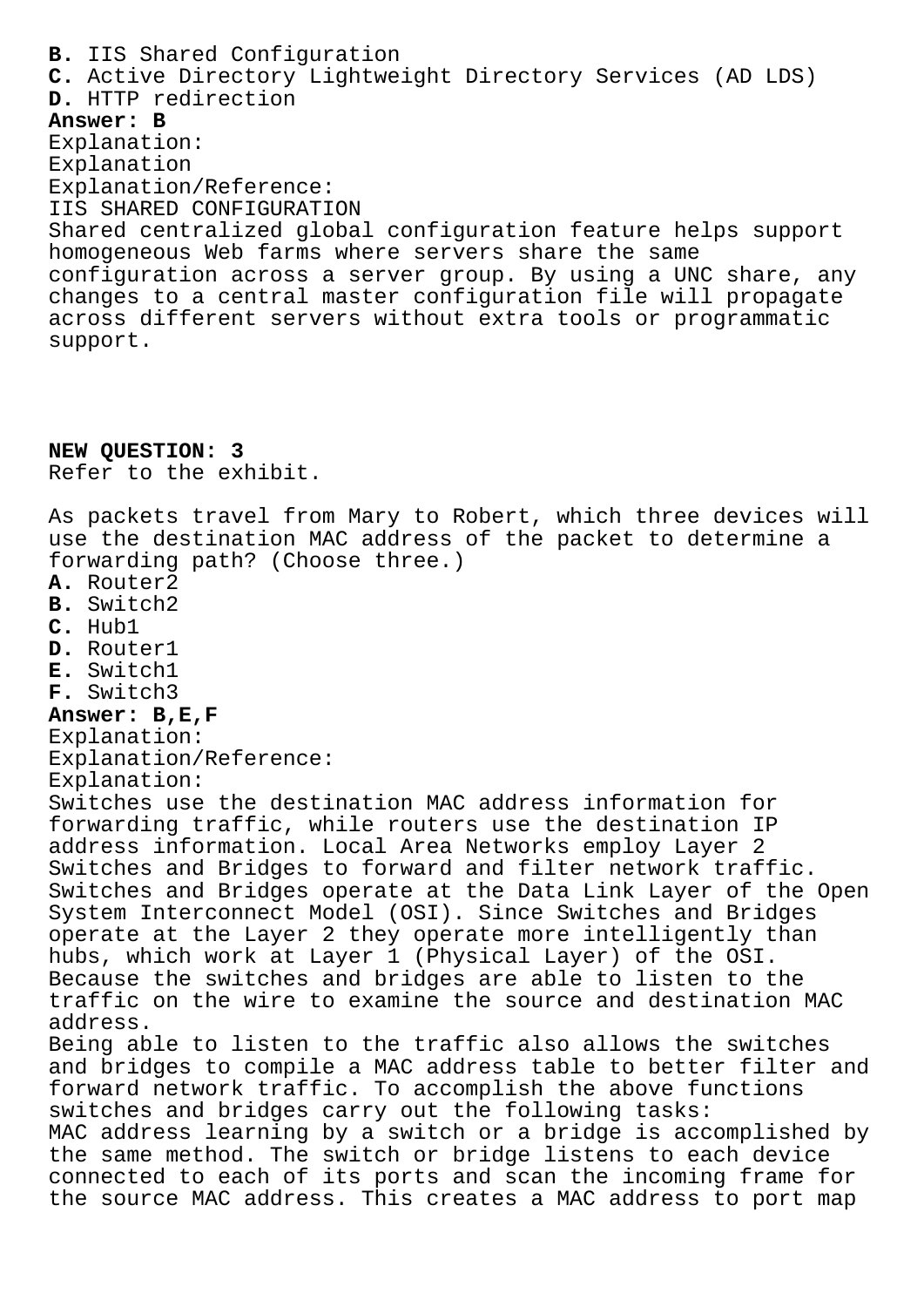**B.** IIS Shared Configuration
**C.** Active Directory Lightweight Directory Services (AD LDS)
**D.** HTTP redirection
**Answer: B**
Explanation:
Explanation
Explanation/Reference:
IIS SHARED CONFIGURATION
Shared centralized global configuration feature helps support homogeneous Web farms where servers share the same configuration across a server group. By using a UNC share, any changes to a central master configuration file will propagate across different servers without extra tools or programmatic support.

**NEW QUESTION: 3**
Refer to the exhibit.

As packets travel from Mary to Robert, which three devices will use the destination MAC address of the packet to determine a forwarding path? (Choose three.)
**A.** Router2
**B.** Switch2
**C.** Hub1
**D.** Router1
**E.** Switch1
**F.** Switch3
**Answer: B,E,F**
Explanation:
Explanation/Reference:
Explanation:
Switches use the destination MAC address information for forwarding traffic, while routers use the destination IP address information. Local Area Networks employ Layer 2 Switches and Bridges to forward and filter network traffic. Switches and Bridges operate at the Data Link Layer of the Open System Interconnect Model (OSI). Since Switches and Bridges operate at the Layer 2 they operate more intelligently than hubs, which work at Layer 1 (Physical Layer) of the OSI. Because the switches and bridges are able to listen to the traffic on the wire to examine the source and destination MAC address.
Being able to listen to the traffic also allows the switches and bridges to compile a MAC address table to better filter and forward network traffic. To accomplish the above functions switches and bridges carry out the following tasks:
MAC address learning by a switch or a bridge is accomplished by the same method. The switch or bridge listens to each device connected to each of its ports and scan the incoming frame for the source MAC address. This creates a MAC address to port map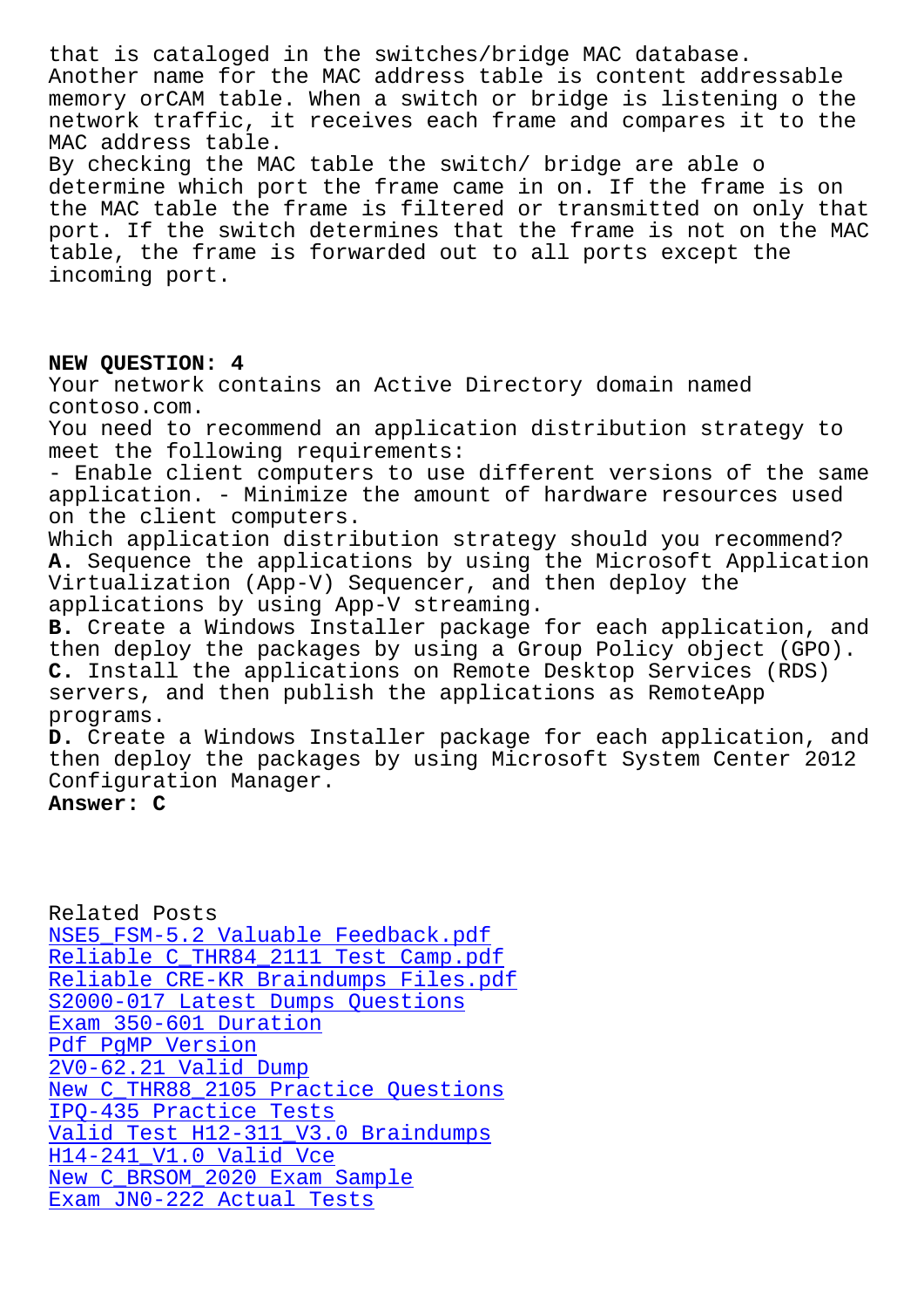that is cataloged in the switches/bridge MAC database.
Another name for the MAC address table is content addressable memory orCAM table. When a switch or bridge is listening o the network traffic, it receives each frame and compares it to the MAC address table.
By checking the MAC table the switch/ bridge are able o determine which port the frame came in on. If the frame is on the MAC table the frame is filtered or transmitted on only that port. If the switch determines that the frame is not on the MAC table, the frame is forwarded out to all ports except the incoming port.

**NEW QUESTION: 4**
Your network contains an Active Directory domain named contoso.com.
You need to recommend an application distribution strategy to meet the following requirements:
- Enable client computers to use different versions of the same application. - Minimize the amount of hardware resources used on the client computers.
Which application distribution strategy should you recommend?
**A.** Sequence the applications by using the Microsoft Application Virtualization (App-V) Sequencer, and then deploy the applications by using App-V streaming.
**B.** Create a Windows Installer package for each application, and then deploy the packages by using a Group Policy object (GPO).
**C.** Install the applications on Remote Desktop Services (RDS) servers, and then publish the applications as RemoteApp programs.
**D.** Create a Windows Installer package for each application, and then deploy the packages by using Microsoft System Center 2012 Configuration Manager.
**Answer: C**

Related Posts
NSE5_FSM-5.2 Valuable Feedback.pdf
Reliable C_THR84_2111 Test Camp.pdf
Reliable CRE-KR Braindumps Files.pdf
S2000-017 Latest Dumps Questions
Exam 350-601 Duration
Pdf PgMP Version
2V0-62.21 Valid Dump
New C_THR88_2105 Practice Questions
IPQ-435 Practice Tests
Valid Test H12-311_V3.0 Braindumps
H14-241_V1.0 Valid Vce
New C_BRSOM_2020 Exam Sample
Exam JN0-222 Actual Tests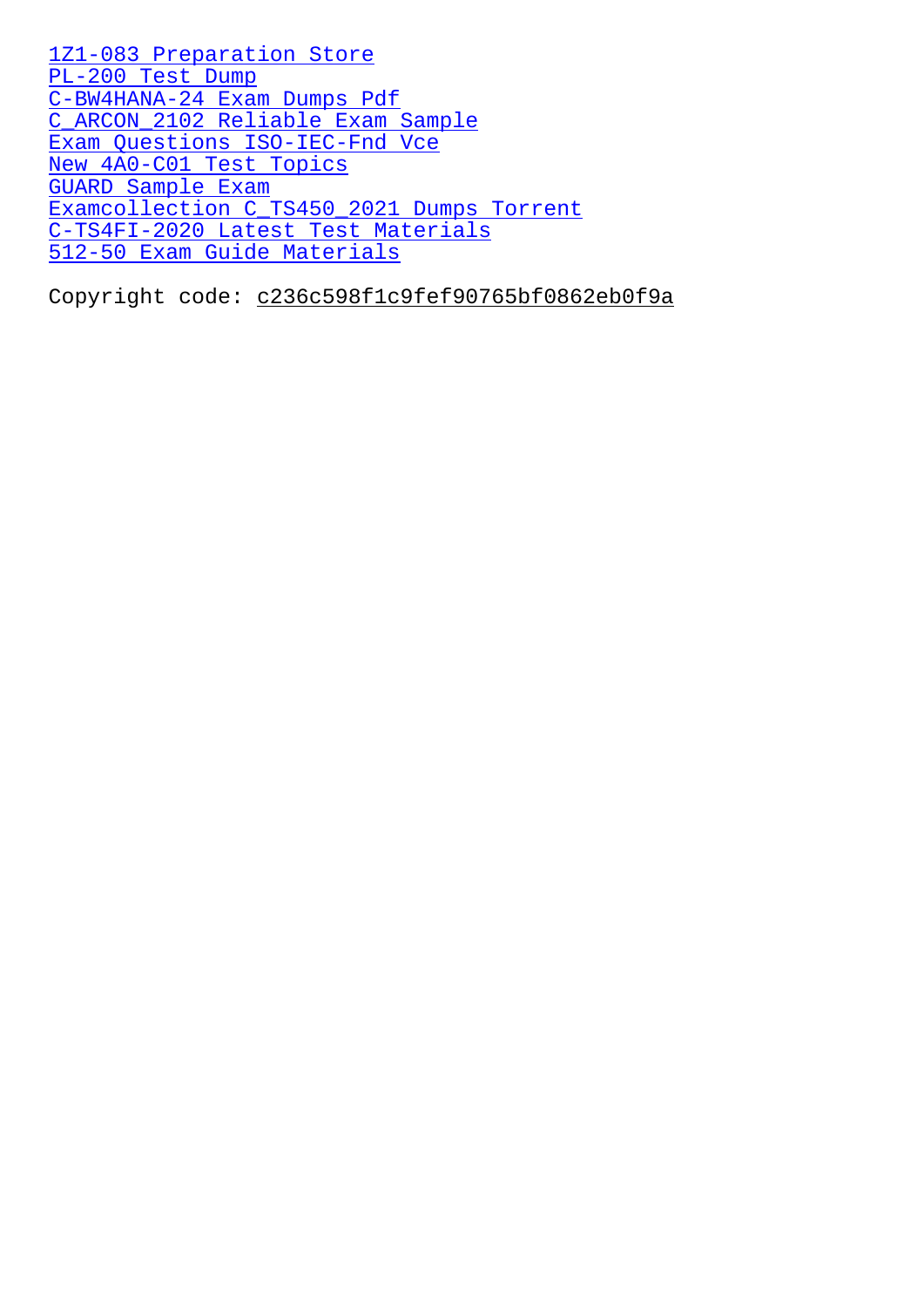1Z1-083 Preparation Store
PL-200 Test Dump
C-BW4HANA-24 Exam Dumps Pdf
C_ARCON_2102 Reliable Exam Sample
Exam Questions ISO-IEC-Fnd Vce
New 4A0-C01 Test Topics
GUARD Sample Exam
Examcollection C_TS450_2021 Dumps Torrent
C-TS4FI-2020 Latest Test Materials
512-50 Exam Guide Materials

Copyright code: c236c598f1c9fef90765bf0862eb0f9a